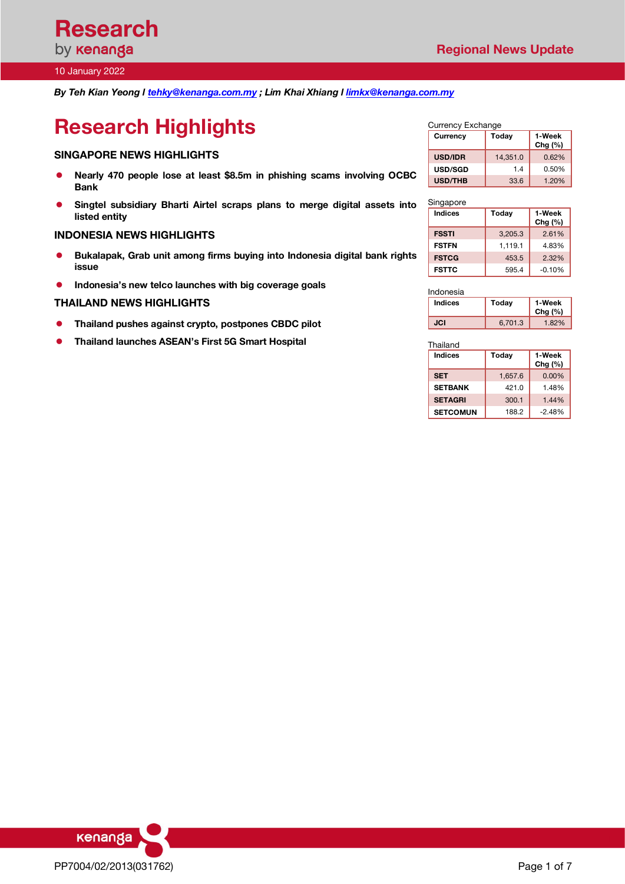# Research by kenanga

## Regional News Update

10 January 2022

***By Teh Kian Yeong I tehky@kenanga.com.my ; Lim Khai Xhiang I limkx@kenanga.com.my***

# Research Highlights

### SINGAPORE NEWS HIGHLIGHTS

- **Nearly 470 people lose at least $8.5m in phishing scams involving OCBC Bank**
- **Singtel subsidiary Bharti Airtel scraps plans to merge digital assets into listed entity**

### INDONESIA NEWS HIGHLIGHTS

- **Bukalapak, Grab unit among firms buying into Indonesia digital bank rights issue**
- **Indonesia's new telco launches with big coverage goals**

### THAILAND NEWS HIGHLIGHTS

- **Thailand pushes against crypto, postpones CBDC pilot**
- **Thailand launches ASEAN's First 5G Smart Hospital**

Currency Exchange

| Currency | Today | 1-Week Chg (%) |
|---|---|---|
| USD/IDR | 14,351.0 | 0.62% |
| USD/SGD | 1.4 | 0.50% |
| USD/THB | 33.6 | 1.20% |

Singapore

| Indices | Today | 1-Week Chg (%) |
|---|---|---|
| FSSTI | 3,205.3 | 2.61% |
| FSTFN | 1,119.1 | 4.83% |
| FSTCG | 453.5 | 2.32% |
| FSTTC | 595.4 | -0.10% |

Indonesia

| Indices | Today | 1-Week Chg (%) |
|---|---|---|
| JCI | 6,701.3 | 1.82% |

Thailand

| Indices | Today | 1-Week Chg (%) |
|---|---|---|
| SET | 1,657.6 | 0.00% |
| SETBANK | 421.0 | 1.48% |
| SETAGRI | 300.1 | 1.44% |
| SETCOMUN | 188.2 | -2.48% |

PP7004/02/2013(031762)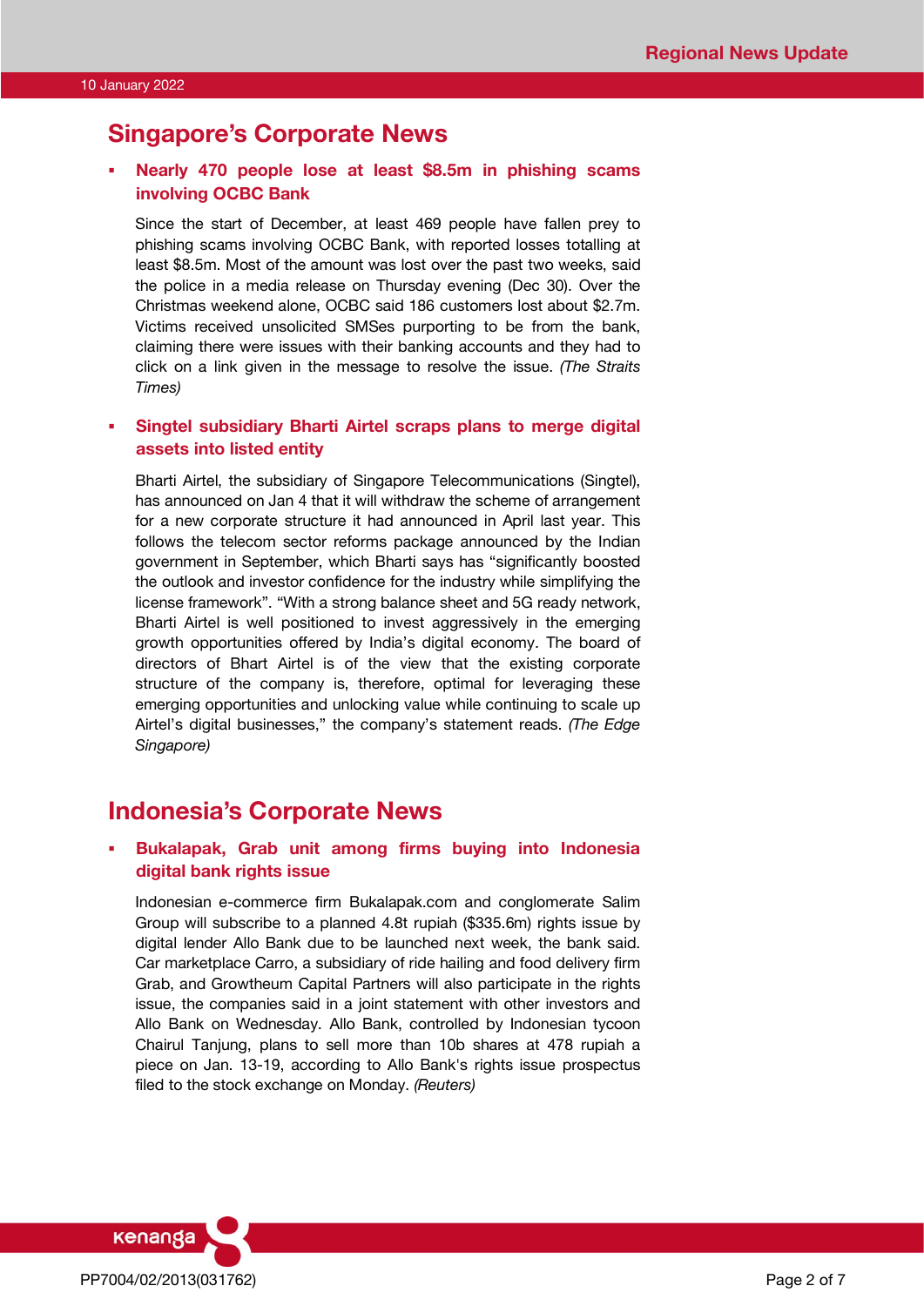## Singapore's Corporate News

- **Nearly 470 people lose at least $8.5m in phishing scams involving OCBC Bank**

  Since the start of December, at least 469 people have fallen prey to phishing scams involving OCBC Bank, with reported losses totalling at least $8.5m. Most of the amount was lost over the past two weeks, said the police in a media release on Thursday evening (Dec 30). Over the Christmas weekend alone, OCBC said 186 customers lost about $2.7m. Victims received unsolicited SMSes purporting to be from the bank, claiming there were issues with their banking accounts and they had to click on a link given in the message to resolve the issue. *(The Straits Times)*

- **Singtel subsidiary Bharti Airtel scraps plans to merge digital assets into listed entity**

  Bharti Airtel, the subsidiary of Singapore Telecommunications (Singtel), has announced on Jan 4 that it will withdraw the scheme of arrangement for a new corporate structure it had announced in April last year. This follows the telecom sector reforms package announced by the Indian government in September, which Bharti says has "significantly boosted the outlook and investor confidence for the industry while simplifying the license framework". "With a strong balance sheet and 5G ready network, Bharti Airtel is well positioned to invest aggressively in the emerging growth opportunities offered by India's digital economy. The board of directors of Bhart Airtel is of the view that the existing corporate structure of the company is, therefore, optimal for leveraging these emerging opportunities and unlocking value while continuing to scale up Airtel's digital businesses," the company's statement reads. *(The Edge Singapore)*

## Indonesia's Corporate News

- **Bukalapak, Grab unit among firms buying into Indonesia digital bank rights issue**

  Indonesian e-commerce firm Bukalapak.com and conglomerate Salim Group will subscribe to a planned 4.8t rupiah ($335.6m) rights issue by digital lender Allo Bank due to be launched next week, the bank said. Car marketplace Carro, a subsidiary of ride hailing and food delivery firm Grab, and Growtheum Capital Partners will also participate in the rights issue, the companies said in a joint statement with other investors and Allo Bank on Wednesday. Allo Bank, controlled by Indonesian tycoon Chairul Tanjung, plans to sell more than 10b shares at 478 rupiah a piece on Jan. 13-19, according to Allo Bank's rights issue prospectus filed to the stock exchange on Monday. *(Reuters)*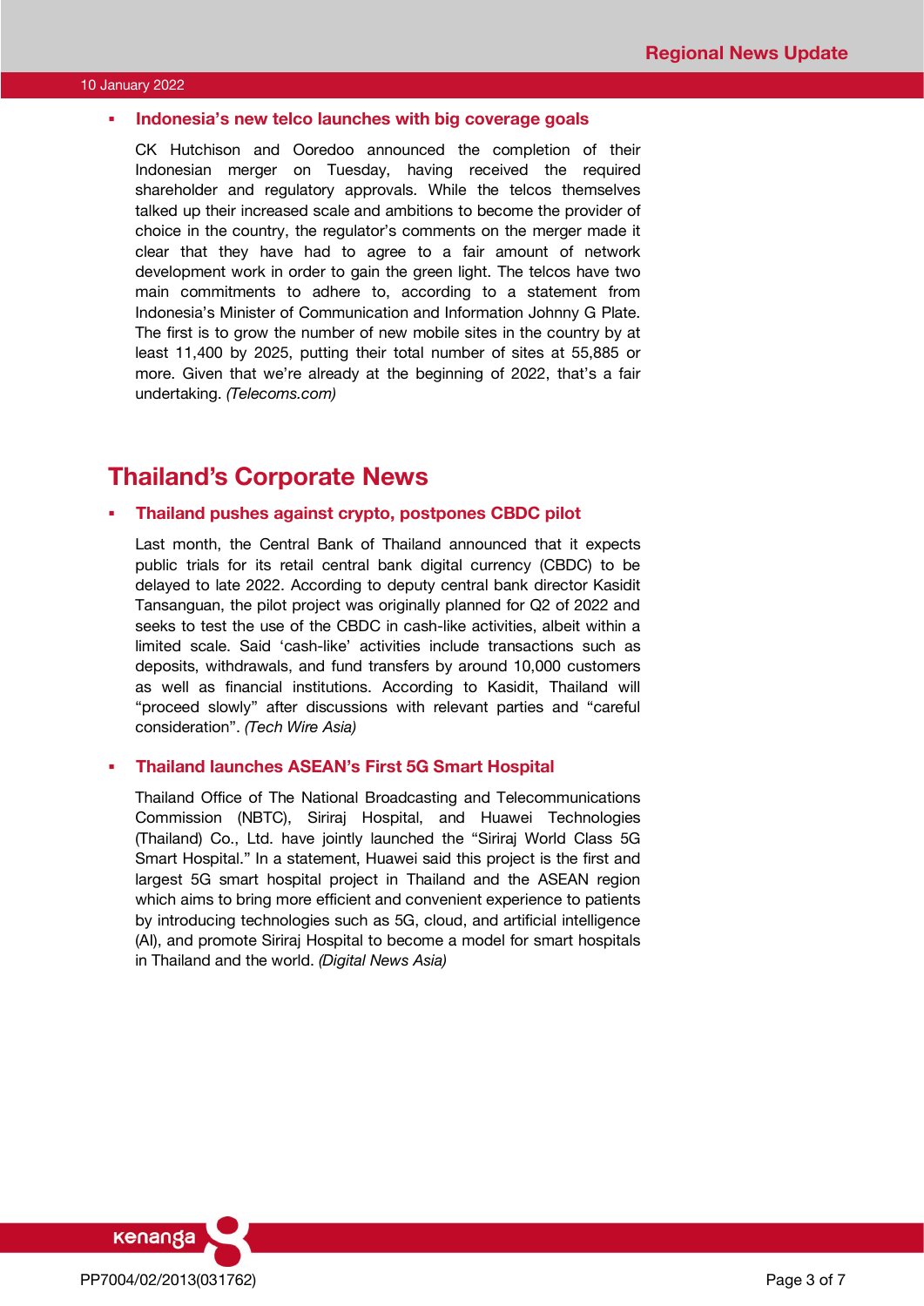- **Indonesia's new telco launches with big coverage goals**

  CK Hutchison and Ooredoo announced the completion of their Indonesian merger on Tuesday, having received the required shareholder and regulatory approvals. While the telcos themselves talked up their increased scale and ambitions to become the provider of choice in the country, the regulator's comments on the merger made it clear that they have had to agree to a fair amount of network development work in order to gain the green light. The telcos have two main commitments to adhere to, according to a statement from Indonesia's Minister of Communication and Information Johnny G Plate. The first is to grow the number of new mobile sites in the country by at least 11,400 by 2025, putting their total number of sites at 55,885 or more. Given that we're already at the beginning of 2022, that's a fair undertaking. *(Telecoms.com)*

# Thailand's Corporate News

- **Thailand pushes against crypto, postpones CBDC pilot**

  Last month, the Central Bank of Thailand announced that it expects public trials for its retail central bank digital currency (CBDC) to be delayed to late 2022. According to deputy central bank director Kasidit Tansanguan, the pilot project was originally planned for Q2 of 2022 and seeks to test the use of the CBDC in cash-like activities, albeit within a limited scale. Said 'cash-like' activities include transactions such as deposits, withdrawals, and fund transfers by around 10,000 customers as well as financial institutions. According to Kasidit, Thailand will "proceed slowly" after discussions with relevant parties and "careful consideration". *(Tech Wire Asia)*

- **Thailand launches ASEAN's First 5G Smart Hospital**

  Thailand Office of The National Broadcasting and Telecommunications Commission (NBTC), Siriraj Hospital, and Huawei Technologies (Thailand) Co., Ltd. have jointly launched the "Siriraj World Class 5G Smart Hospital." In a statement, Huawei said this project is the first and largest 5G smart hospital project in Thailand and the ASEAN region which aims to bring more efficient and convenient experience to patients by introducing technologies such as 5G, cloud, and artificial intelligence (AI), and promote Siriraj Hospital to become a model for smart hospitals in Thailand and the world. *(Digital News Asia)*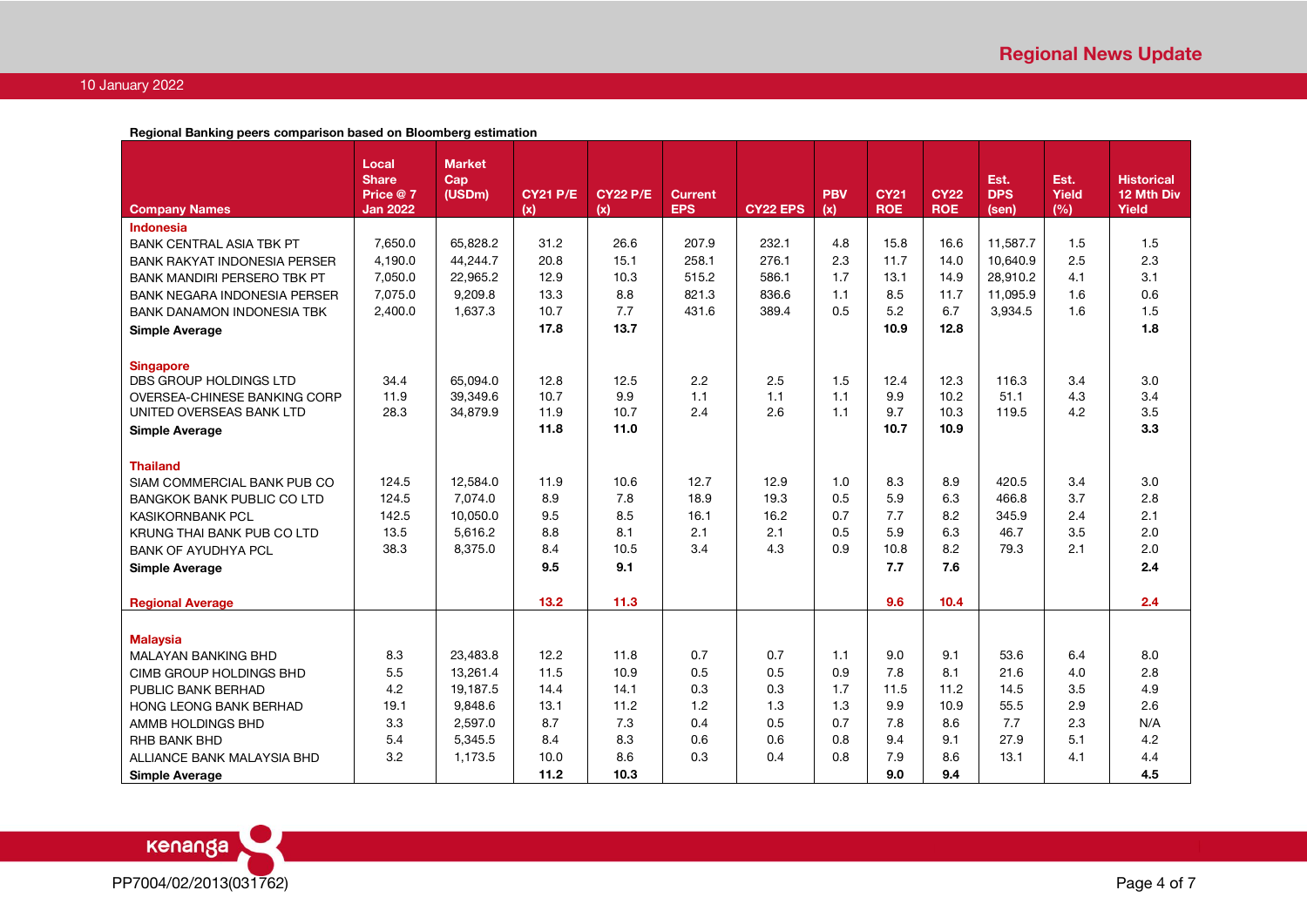**Regional Banking peers comparison based on Bloomberg estimation**

| Company Names | Local Share Price @ 7 Jan 2022 | Market Cap (USDm) | CY21 P/E (x) | CY22 P/E (x) | Current EPS | CY22 EPS | PBV (x) | CY21 ROE | CY22 ROE | Est. DPS (sen) | Est. Yield (%) | Historical 12 Mth Div Yield |
|---|---|---|---|---|---|---|---|---|---|---|---|---|
| **Indonesia** | | | | | | | | | | | | |
| BANK CENTRAL ASIA TBK PT | 7,650.0 | 65,828.2 | 31.2 | 26.6 | 207.9 | 232.1 | 4.8 | 15.8 | 16.6 | 11,587.7 | 1.5 | 1.5 |
| BANK RAKYAT INDONESIA PERSER | 4,190.0 | 44,244.7 | 20.8 | 15.1 | 258.1 | 276.1 | 2.3 | 11.7 | 14.0 | 10,640.9 | 2.5 | 2.3 |
| BANK MANDIRI PERSERO TBK PT | 7,050.0 | 22,965.2 | 12.9 | 10.3 | 515.2 | 586.1 | 1.7 | 13.1 | 14.9 | 28,910.2 | 4.1 | 3.1 |
| BANK NEGARA INDONESIA PERSER | 7,075.0 | 9,209.8 | 13.3 | 8.8 | 821.3 | 836.6 | 1.1 | 8.5 | 11.7 | 11,095.9 | 1.6 | 0.6 |
| BANK DANAMON INDONESIA TBK | 2,400.0 | 1,637.3 | 10.7 | 7.7 | 431.6 | 389.4 | 0.5 | 5.2 | 6.7 | 3,934.5 | 1.6 | 1.5 |
| **Simple Average** | | | **17.8** | **13.7** | | | | **10.9** | **12.8** | | | **1.8** |
| **Singapore** | | | | | | | | | | | | |
| DBS GROUP HOLDINGS LTD | 34.4 | 65,094.0 | 12.8 | 12.5 | 2.2 | 2.5 | 1.5 | 12.4 | 12.3 | 116.3 | 3.4 | 3.0 |
| OVERSEA-CHINESE BANKING CORP | 11.9 | 39,349.6 | 10.7 | 9.9 | 1.1 | 1.1 | 1.1 | 9.9 | 10.2 | 51.1 | 4.3 | 3.4 |
| UNITED OVERSEAS BANK LTD | 28.3 | 34,879.9 | 11.9 | 10.7 | 2.4 | 2.6 | 1.1 | 9.7 | 10.3 | 119.5 | 4.2 | 3.5 |
| **Simple Average** | | | **11.8** | **11.0** | | | | **10.7** | **10.9** | | | **3.3** |
| **Thailand** | | | | | | | | | | | | |
| SIAM COMMERCIAL BANK PUB CO | 124.5 | 12,584.0 | 11.9 | 10.6 | 12.7 | 12.9 | 1.0 | 8.3 | 8.9 | 420.5 | 3.4 | 3.0 |
| BANGKOK BANK PUBLIC CO LTD | 124.5 | 7,074.0 | 8.9 | 7.8 | 18.9 | 19.3 | 0.5 | 5.9 | 6.3 | 466.8 | 3.7 | 2.8 |
| KASIKORNBANK PCL | 142.5 | 10,050.0 | 9.5 | 8.5 | 16.1 | 16.2 | 0.7 | 7.7 | 8.2 | 345.9 | 2.4 | 2.1 |
| KRUNG THAI BANK PUB CO LTD | 13.5 | 5,616.2 | 8.8 | 8.1 | 2.1 | 2.1 | 0.5 | 5.9 | 6.3 | 46.7 | 3.5 | 2.0 |
| BANK OF AYUDHYA PCL | 38.3 | 8,375.0 | 8.4 | 10.5 | 3.4 | 4.3 | 0.9 | 10.8 | 8.2 | 79.3 | 2.1 | 2.0 |
| **Simple Average** | | | **9.5** | **9.1** | | | | **7.7** | **7.6** | | | **2.4** |
| **Regional Average** | | | **13.2** | **11.3** | | | | **9.6** | **10.4** | | | **2.4** |
| **Malaysia** | | | | | | | | | | | | |
| MALAYAN BANKING BHD | 8.3 | 23,483.8 | 12.2 | 11.8 | 0.7 | 0.7 | 1.1 | 9.0 | 9.1 | 53.6 | 6.4 | 8.0 |
| CIMB GROUP HOLDINGS BHD | 5.5 | 13,261.4 | 11.5 | 10.9 | 0.5 | 0.5 | 0.9 | 7.8 | 8.1 | 21.6 | 4.0 | 2.8 |
| PUBLIC BANK BERHAD | 4.2 | 19,187.5 | 14.4 | 14.1 | 0.3 | 0.3 | 1.7 | 11.5 | 11.2 | 14.5 | 3.5 | 4.9 |
| HONG LEONG BANK BERHAD | 19.1 | 9,848.6 | 13.1 | 11.2 | 1.2 | 1.3 | 1.3 | 9.9 | 10.9 | 55.5 | 2.9 | 2.6 |
| AMMB HOLDINGS BHD | 3.3 | 2,597.0 | 8.7 | 7.3 | 0.4 | 0.5 | 0.7 | 7.8 | 8.6 | 7.7 | 2.3 | N/A |
| RHB BANK BHD | 5.4 | 5,345.5 | 8.4 | 8.3 | 0.6 | 0.6 | 0.8 | 9.4 | 9.1 | 27.9 | 5.1 | 4.2 |
| ALLIANCE BANK MALAYSIA BHD | 3.2 | 1,173.5 | 10.0 | 8.6 | 0.3 | 0.4 | 0.8 | 7.9 | 8.6 | 13.1 | 4.1 | 4.4 |
| **Simple Average** | | | **11.2** | **10.3** | | | | **9.0** | **9.4** | | | **4.5** |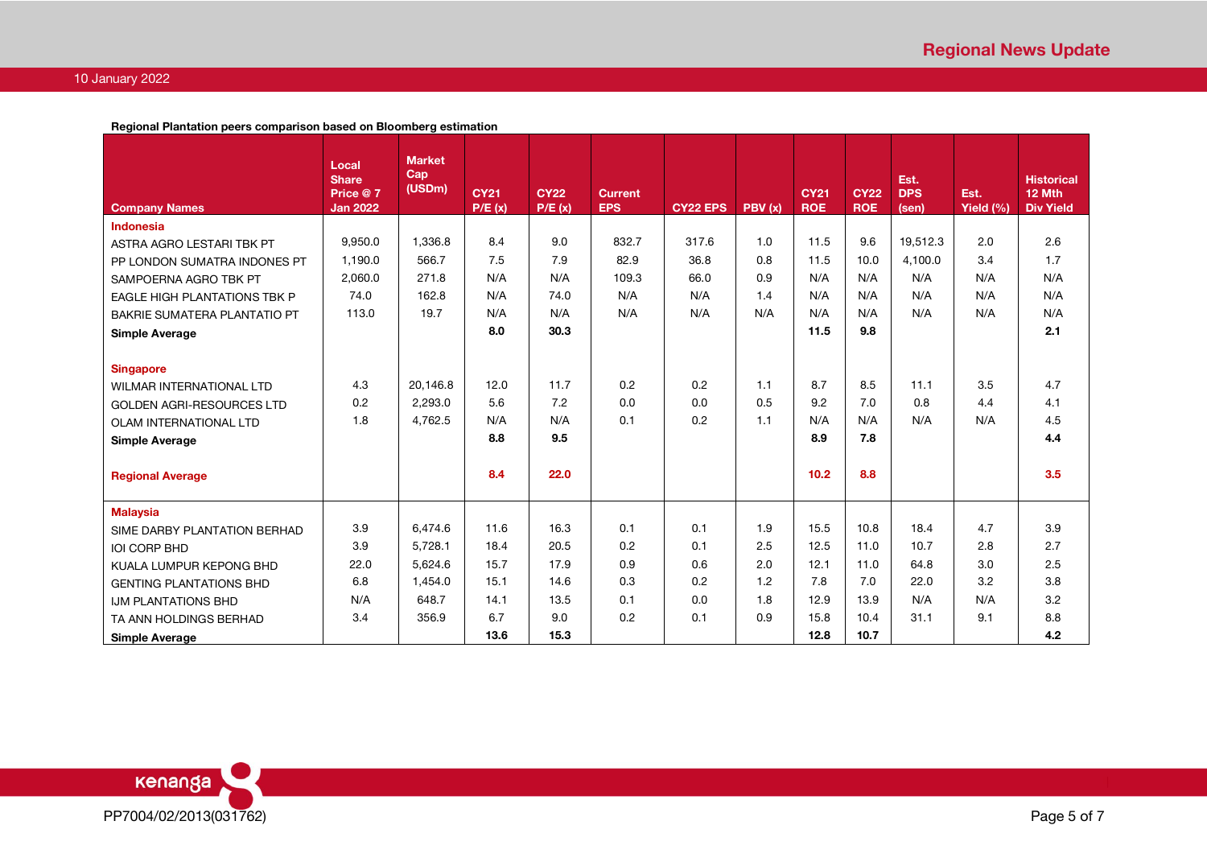**Regional Plantation peers comparison based on Bloomberg estimation**

| Company Names | Local Share Price @ 7 Jan 2022 | Market Cap (USDm) | CY21 P/E (x) | CY22 P/E (x) | Current EPS | CY22 EPS | PBV (x) | CY21 ROE | CY22 ROE | Est. DPS (sen) | Est. Yield (%) | Historical 12 Mth Div Yield |
|---|---|---|---|---|---|---|---|---|---|---|---|---|
| **Indonesia** | | | | | | | | | | | | |
| ASTRA AGRO LESTARI TBK PT | 9,950.0 | 1,336.8 | 8.4 | 9.0 | 832.7 | 317.6 | 1.0 | 11.5 | 9.6 | 19,512.3 | 2.0 | 2.6 |
| PP LONDON SUMATRA INDONES PT | 1,190.0 | 566.7 | 7.5 | 7.9 | 82.9 | 36.8 | 0.8 | 11.5 | 10.0 | 4,100.0 | 3.4 | 1.7 |
| SAMPOERNA AGRO TBK PT | 2,060.0 | 271.8 | N/A | N/A | 109.3 | 66.0 | 0.9 | N/A | N/A | N/A | N/A | N/A |
| EAGLE HIGH PLANTATIONS TBK P | 74.0 | 162.8 | N/A | 74.0 | N/A | N/A | 1.4 | N/A | N/A | N/A | N/A | N/A |
| BAKRIE SUMATERA PLANTATIO PT | 113.0 | 19.7 | N/A | N/A | N/A | N/A | N/A | N/A | N/A | N/A | N/A | N/A |
| **Simple Average** | | | **8.0** | **30.3** | | | | **11.5** | **9.8** | | | **2.1** |
| **Singapore** | | | | | | | | | | | | |
| WILMAR INTERNATIONAL LTD | 4.3 | 20,146.8 | 12.0 | 11.7 | 0.2 | 0.2 | 1.1 | 8.7 | 8.5 | 11.1 | 3.5 | 4.7 |
| GOLDEN AGRI-RESOURCES LTD | 0.2 | 2,293.0 | 5.6 | 7.2 | 0.0 | 0.0 | 0.5 | 9.2 | 7.0 | 0.8 | 4.4 | 4.1 |
| OLAM INTERNATIONAL LTD | 1.8 | 4,762.5 | N/A | N/A | 0.1 | 0.2 | 1.1 | N/A | N/A | N/A | N/A | 4.5 |
| **Simple Average** | | | **8.8** | **9.5** | | | | **8.9** | **7.8** | | | **4.4** |
| **Regional Average** | | | **8.4** | **22.0** | | | | **10.2** | **8.8** | | | **3.5** |
| **Malaysia** | | | | | | | | | | | | |
| SIME DARBY PLANTATION BERHAD | 3.9 | 6,474.6 | 11.6 | 16.3 | 0.1 | 0.1 | 1.9 | 15.5 | 10.8 | 18.4 | 4.7 | 3.9 |
| IOI CORP BHD | 3.9 | 5,728.1 | 18.4 | 20.5 | 0.2 | 0.1 | 2.5 | 12.5 | 11.0 | 10.7 | 2.8 | 2.7 |
| KUALA LUMPUR KEPONG BHD | 22.0 | 5,624.6 | 15.7 | 17.9 | 0.9 | 0.6 | 2.0 | 12.1 | 11.0 | 64.8 | 3.0 | 2.5 |
| GENTING PLANTATIONS BHD | 6.8 | 1,454.0 | 15.1 | 14.6 | 0.3 | 0.2 | 1.2 | 7.8 | 7.0 | 22.0 | 3.2 | 3.8 |
| IJM PLANTATIONS BHD | N/A | 648.7 | 14.1 | 13.5 | 0.1 | 0.0 | 1.8 | 12.9 | 13.9 | N/A | N/A | 3.2 |
| TA ANN HOLDINGS BERHAD | 3.4 | 356.9 | 6.7 | 9.0 | 0.2 | 0.1 | 0.9 | 15.8 | 10.4 | 31.1 | 9.1 | 8.8 |
| **Simple Average** | | | **13.6** | **15.3** | | | | **12.8** | **10.7** | | | **4.2** |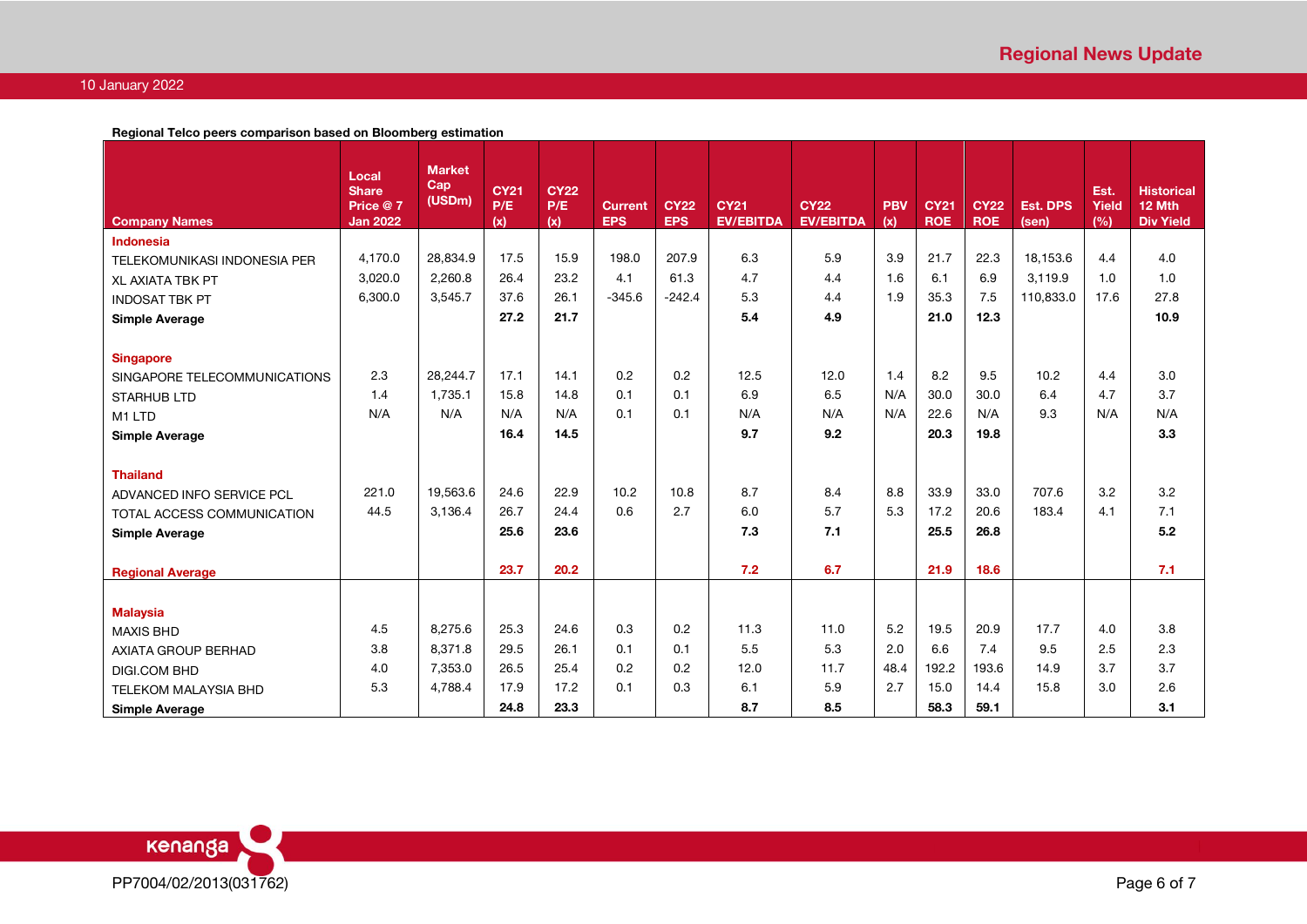**Regional Telco peers comparison based on Bloomberg estimation**

| Company Names | Local Share Price @ 7 Jan 2022 | Market Cap (USDm) | CY21 P/E (x) | CY22 P/E (x) | Current EPS | CY22 EPS | CY21 EV/EBITDA | CY22 EV/EBITDA | PBV (x) | CY21 ROE | CY22 ROE | Est. DPS (sen) | Est. Yield (%) | Historical 12 Mth Div Yield |
|---|---|---|---|---|---|---|---|---|---|---|---|---|---|---|
| **Indonesia** | | | | | | | | | | | | | | |
| TELEKOMUNIKASI INDONESIA PER | 4,170.0 | 28,834.9 | 17.5 | 15.9 | 198.0 | 207.9 | 6.3 | 5.9 | 3.9 | 21.7 | 22.3 | 18,153.6 | 4.4 | 4.0 |
| XL AXIATA TBK PT | 3,020.0 | 2,260.8 | 26.4 | 23.2 | 4.1 | 61.3 | 4.7 | 4.4 | 1.6 | 6.1 | 6.9 | 3,119.9 | 1.0 | 1.0 |
| INDOSAT TBK PT | 6,300.0 | 3,545.7 | 37.6 | 26.1 | -345.6 | -242.4 | 5.3 | 4.4 | 1.9 | 35.3 | 7.5 | 110,833.0 | 17.6 | 27.8 |
| **Simple Average** | | | **27.2** | **21.7** | | | **5.4** | **4.9** | | **21.0** | **12.3** | | | **10.9** |
| **Singapore** | | | | | | | | | | | | | | |
| SINGAPORE TELECOMMUNICATIONS | 2.3 | 28,244.7 | 17.1 | 14.1 | 0.2 | 0.2 | 12.5 | 12.0 | 1.4 | 8.2 | 9.5 | 10.2 | 4.4 | 3.0 |
| STARHUB LTD | 1.4 | 1,735.1 | 15.8 | 14.8 | 0.1 | 0.1 | 6.9 | 6.5 | N/A | 30.0 | 30.0 | 6.4 | 4.7 | 3.7 |
| M1 LTD | N/A | N/A | N/A | N/A | 0.1 | 0.1 | N/A | N/A | N/A | 22.6 | N/A | 9.3 | N/A | N/A |
| **Simple Average** | | | **16.4** | **14.5** | | | **9.7** | **9.2** | | **20.3** | **19.8** | | | **3.3** |
| **Thailand** | | | | | | | | | | | | | | |
| ADVANCED INFO SERVICE PCL | 221.0 | 19,563.6 | 24.6 | 22.9 | 10.2 | 10.8 | 8.7 | 8.4 | 8.8 | 33.9 | 33.0 | 707.6 | 3.2 | 3.2 |
| TOTAL ACCESS COMMUNICATION | 44.5 | 3,136.4 | 26.7 | 24.4 | 0.6 | 2.7 | 6.0 | 5.7 | 5.3 | 17.2 | 20.6 | 183.4 | 4.1 | 7.1 |
| **Simple Average** | | | **25.6** | **23.6** | | | **7.3** | **7.1** | | **25.5** | **26.8** | | | **5.2** |
| **Regional Average** | | | **23.7** | **20.2** | | | **7.2** | **6.7** | | **21.9** | **18.6** | | | **7.1** |
| **Malaysia** | | | | | | | | | | | | | | |
| MAXIS BHD | 4.5 | 8,275.6 | 25.3 | 24.6 | 0.3 | 0.2 | 11.3 | 11.0 | 5.2 | 19.5 | 20.9 | 17.7 | 4.0 | 3.8 |
| AXIATA GROUP BERHAD | 3.8 | 8,371.8 | 29.5 | 26.1 | 0.1 | 0.1 | 5.5 | 5.3 | 2.0 | 6.6 | 7.4 | 9.5 | 2.5 | 2.3 |
| DIGI.COM BHD | 4.0 | 7,353.0 | 26.5 | 25.4 | 0.2 | 0.2 | 12.0 | 11.7 | 48.4 | 192.2 | 193.6 | 14.9 | 3.7 | 3.7 |
| TELEKOM MALAYSIA BHD | 5.3 | 4,788.4 | 17.9 | 17.2 | 0.1 | 0.3 | 6.1 | 5.9 | 2.7 | 15.0 | 14.4 | 15.8 | 3.0 | 2.6 |
| **Simple Average** | | | **24.8** | **23.3** | | | **8.7** | **8.5** | | **58.3** | **59.1** | | | **3.1** |

PP7004/02/2013(031762)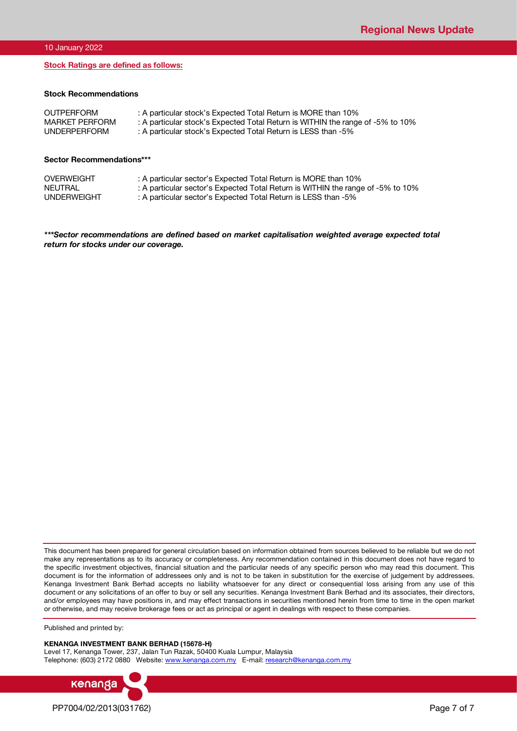**Stock Ratings are defined as follows:**

#### Stock Recommendations

| | |
|---|---|
| OUTPERFORM | : A particular stock's Expected Total Return is MORE than 10% |
| MARKET PERFORM | : A particular stock's Expected Total Return is WITHIN the range of -5% to 10% |
| UNDERPERFORM | : A particular stock's Expected Total Return is LESS than -5% |

#### Sector Recommendations***

| | |
|---|---|
| OVERWEIGHT | : A particular sector's Expected Total Return is MORE than 10% |
| NEUTRAL | : A particular sector's Expected Total Return is WITHIN the range of -5% to 10% |
| UNDERWEIGHT | : A particular sector's Expected Total Return is LESS than -5% |

***Sector recommendations are defined based on market capitalisation weighted average expected total return for stocks under our coverage.***

This document has been prepared for general circulation based on information obtained from sources believed to be reliable but we do not make any representations as to its accuracy or completeness. Any recommendation contained in this document does not have regard to the specific investment objectives, financial situation and the particular needs of any specific person who may read this document. This document is for the information of addressees only and is not to be taken in substitution for the exercise of judgement by addressees. Kenanga Investment Bank Berhad accepts no liability whatsoever for any direct or consequential loss arising from any use of this document or any solicitations of an offer to buy or sell any securities. Kenanga Investment Bank Berhad and its associates, their directors, and/or employees may have positions in, and may effect transactions in securities mentioned herein from time to time in the open market or otherwise, and may receive brokerage fees or act as principal or agent in dealings with respect to these companies.

Published and printed by:

**KENANGA INVESTMENT BANK BERHAD (15678-H)**
Level 17, Kenanga Tower, 237, Jalan Tun Razak, 50400 Kuala Lumpur, Malaysia
Telephone: (603) 2172 0880 Website: www.kenanga.com.my E-mail: research@kenanga.com.my

PP7004/02/2013(031762)